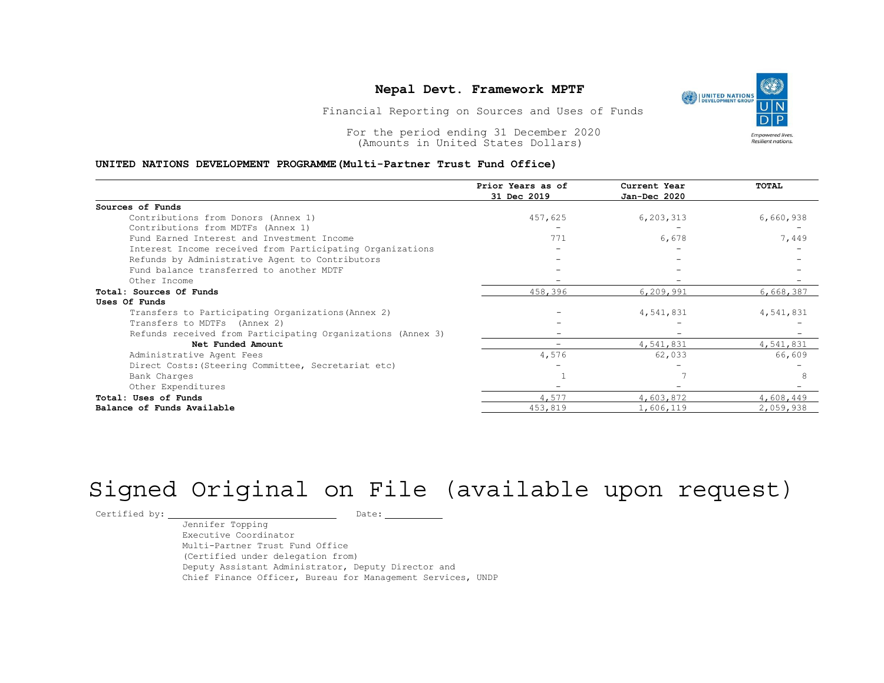# Nepal Devt. Framework MPTF

Financial Reporting on Sources and Uses of Funds

For the period ending 31 December 2020
(Amounts in United States Dollars)

**UNITED NATIONS DEVELOPMENT PROGRAMME(Multi-Partner Trust Fund Office)**

| | Prior Years as of 31 Dec 2019 | Current Year Jan-Dec 2020 | TOTAL |
|---|---|---|---|
| **Sources of Funds** | | | |
| Contributions from Donors (Annex 1) | 457,625 | 6,203,313 | 6,660,938 |
| Contributions from MDTFs (Annex 1) | - | - | - |
| Fund Earned Interest and Investment Income | 771 | 6,678 | 7,449 |
| Interest Income received from Participating Organizations | - | - | - |
| Refunds by Administrative Agent to Contributors | - | - | - |
| Fund balance transferred to another MDTF | - | - | - |
| Other Income | - | - | - |
| **Total: Sources Of Funds** | 458,396 | 6,209,991 | 6,668,387 |
| **Uses Of Funds** | | | |
| Transfers to Participating Organizations(Annex 2) | - | 4,541,831 | 4,541,831 |
| Transfers to MDTFs (Annex 2) | - | - | - |
| Refunds received from Participating Organizations (Annex 3) | - | - | - |
| **Net Funded Amount** | - | 4,541,831 | 4,541,831 |
| Administrative Agent Fees | 4,576 | 62,033 | 66,609 |
| Direct Costs:(Steering Committee, Secretariat etc) | - | - | - |
| Bank Charges | 1 | 7 | 8 |
| Other Expenditures | - | - | - |
| **Total: Uses of Funds** | 4,577 | 4,603,872 | 4,608,449 |
| **Balance of Funds Available** | 453,819 | 1,606,119 | 2,059,938 |

Signed Original on File (available upon request)

Certified by: ______________________ Date: __________

Jennifer Topping
Executive Coordinator
Multi-Partner Trust Fund Office
(Certified under delegation from)
Deputy Assistant Administrator, Deputy Director and
Chief Finance Officer, Bureau for Management Services, UNDP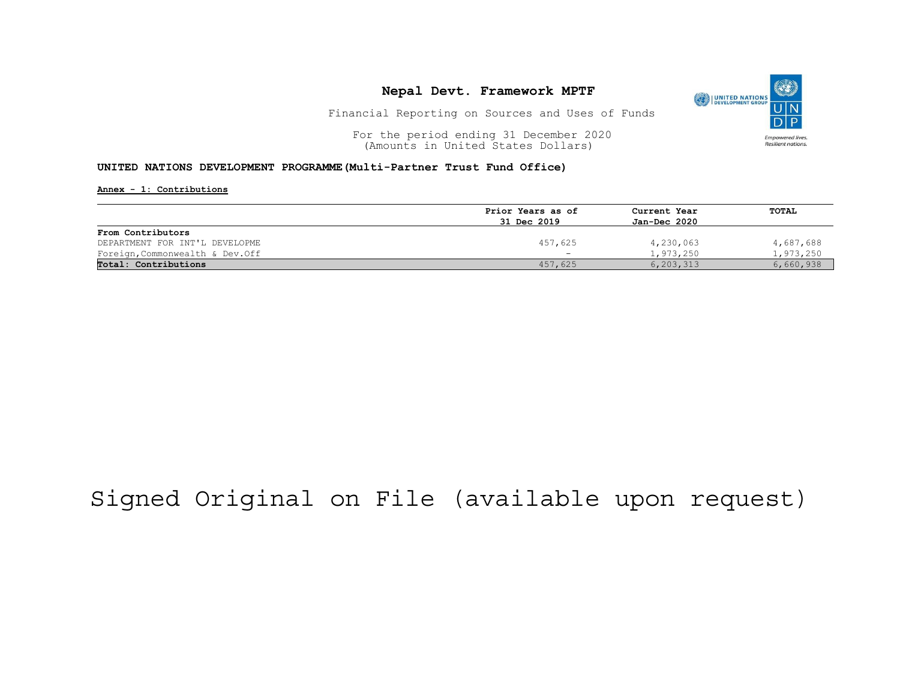# Nepal Devt. Framework MPTF

Financial Reporting on Sources and Uses of Funds

For the period ending 31 December 2020
(Amounts in United States Dollars)

**UNITED NATIONS DEVELOPMENT PROGRAMME(Multi-Partner Trust Fund Office)**

**Annex - 1: Contributions**

| | Prior Years as of 31 Dec 2019 | Current Year Jan-Dec 2020 | TOTAL |
|---|---|---|---|
| **From Contributors** | | | |
| DEPARTMENT FOR INT'L DEVELOPME | 457,625 | 4,230,063 | 4,687,688 |
| Foreign,Commonwealth & Dev.Off | - | 1,973,250 | 1,973,250 |
| **Total: Contributions** | 457,625 | 6,203,313 | 6,660,938 |

Signed Original on File (available upon request)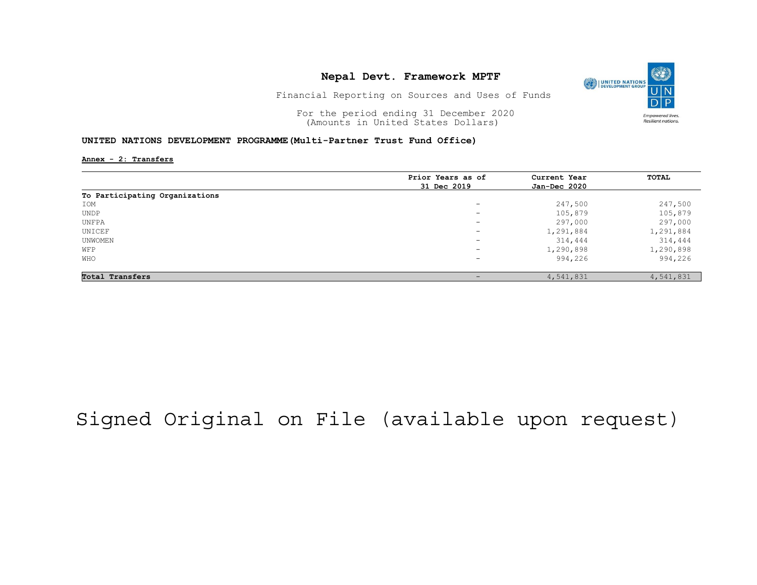# Nepal Devt. Framework MPTF

Financial Reporting on Sources and Uses of Funds

For the period ending 31 December 2020
(Amounts in United States Dollars)

**UNITED NATIONS DEVELOPMENT PROGRAMME (Multi-Partner Trust Fund Office)**

**Annex - 2: Transfers**

| | Prior Years as of 31 Dec 2019 | Current Year Jan-Dec 2020 | TOTAL |
|---|---|---|---|
| **To Participating Organizations** | | | |
| IOM | - | 247,500 | 247,500 |
| UNDP | - | 105,879 | 105,879 |
| UNFPA | - | 297,000 | 297,000 |
| UNICEF | - | 1,291,884 | 1,291,884 |
| UNWOMEN | - | 314,444 | 314,444 |
| WFP | - | 1,290,898 | 1,290,898 |
| WHO | - | 994,226 | 994,226 |
| **Total Transfers** | - | 4,541,831 | 4,541,831 |

Signed Original on File (available upon request)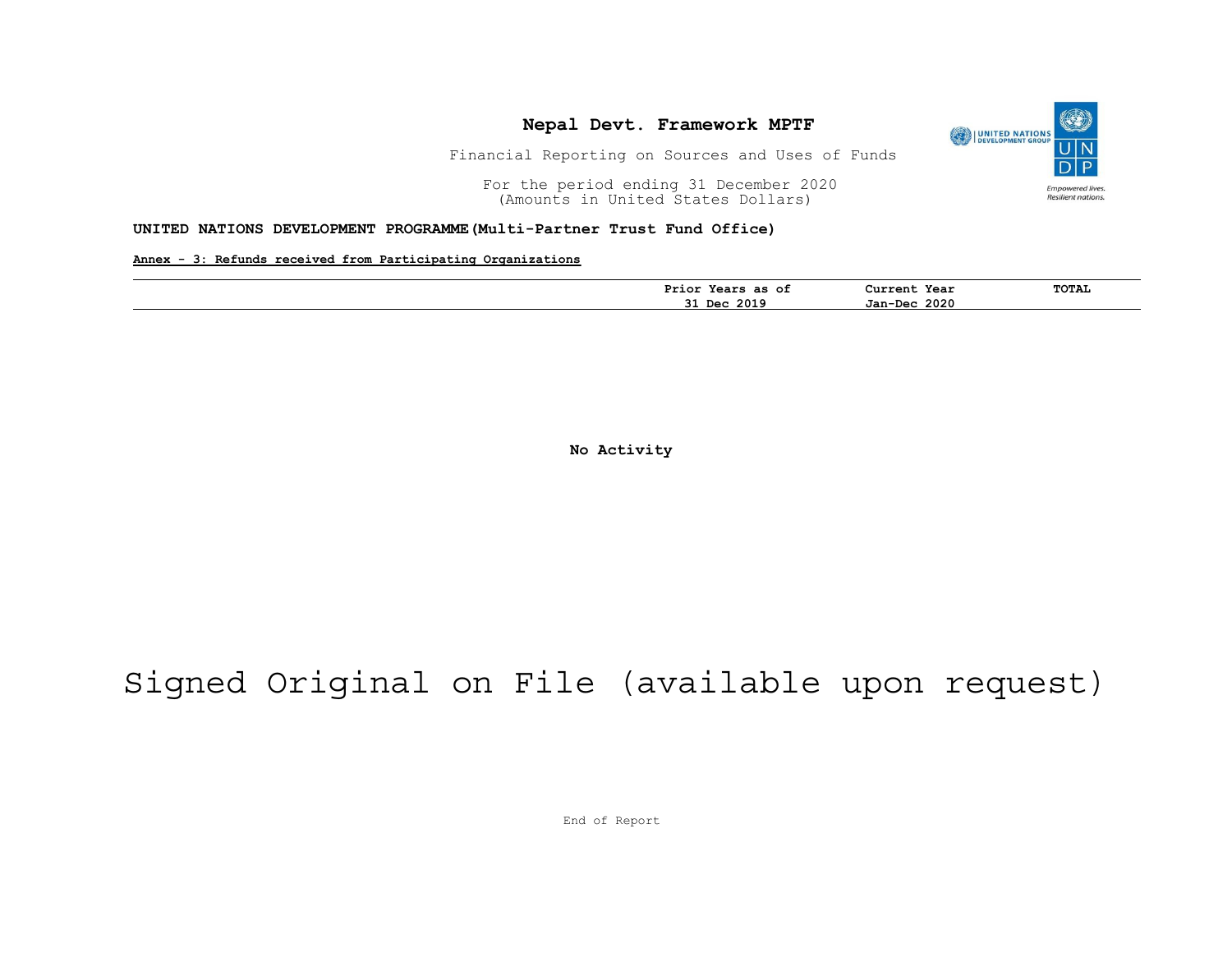# Nepal Devt. Framework MPTF

Financial Reporting on Sources and Uses of Funds

For the period ending 31 December 2020
(Amounts in United States Dollars)

**UNITED NATIONS DEVELOPMENT PROGRAMME (Multi-Partner Trust Fund Office)**

**Annex - 3: Refunds received from Participating Organizations**

| | Prior Years as of 31 Dec 2019 | Current Year Jan-Dec 2020 | TOTAL |
|---|---|---|---|

**No Activity**

Signed Original on File (available upon request)

End of Report